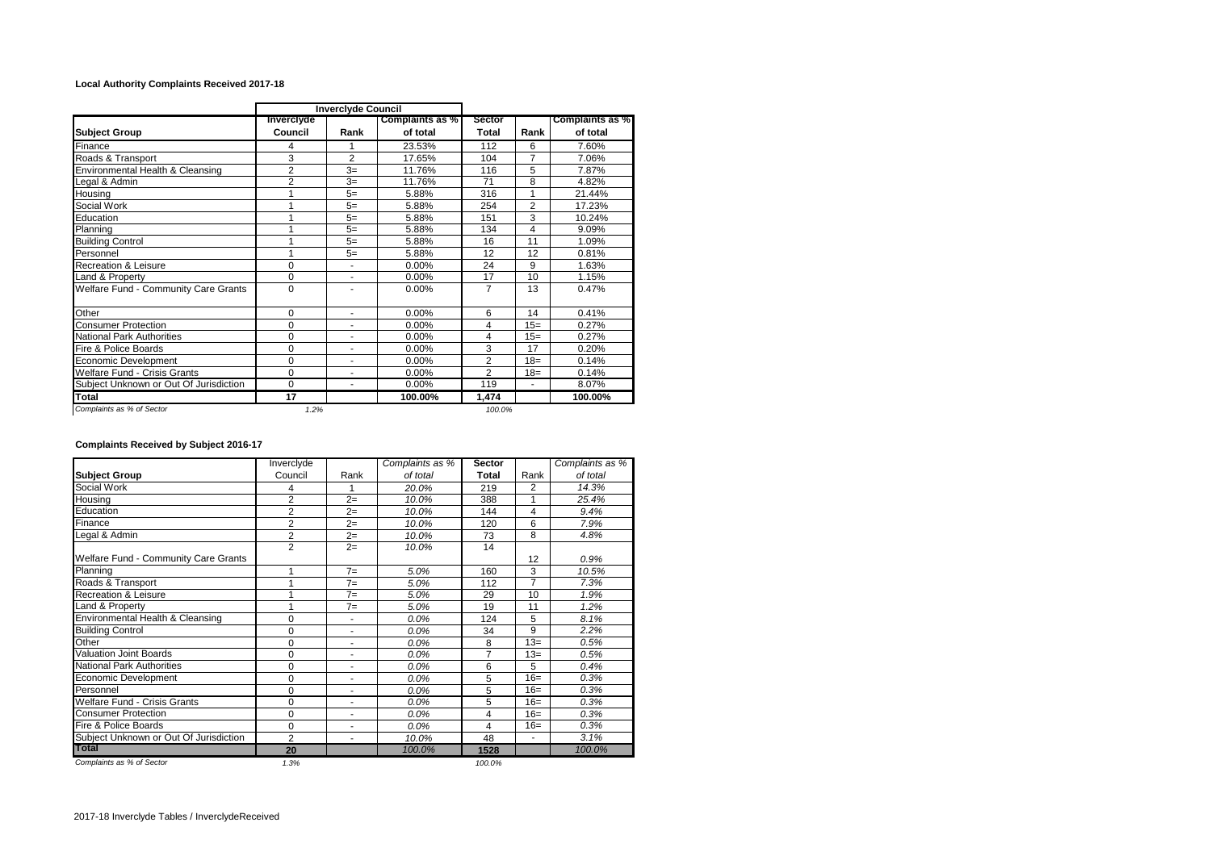**Local Authority Complaints Received 2017-18**

| | Inverclyde Council | | | | | |
|---|---|---|---|---|---|---|
| **Subject Group** | **Inverclyde Council** | **Rank** | **Complaints as % of total** | **Sector Total** | **Rank** | **Complaints as % of total** |
| Finance | 4 | 1 | 23.53% | 112 | 6 | 7.60% |
| Roads & Transport | 3 | 2 | 17.65% | 104 | 7 | 7.06% |
| Environmental Health & Cleansing | 2 | 3= | 11.76% | 116 | 5 | 7.87% |
| Legal & Admin | 2 | 3= | 11.76% | 71 | 8 | 4.82% |
| Housing | 1 | 5= | 5.88% | 316 | 1 | 21.44% |
| Social Work | 1 | 5= | 5.88% | 254 | 2 | 17.23% |
| Education | 1 | 5= | 5.88% | 151 | 3 | 10.24% |
| Planning | 1 | 5= | 5.88% | 134 | 4 | 9.09% |
| Building Control | 1 | 5= | 5.88% | 16 | 11 | 1.09% |
| Personnel | 1 | 5= | 5.88% | 12 | 12 | 0.81% |
| Recreation & Leisure | 0 | - | 0.00% | 24 | 9 | 1.63% |
| Land & Property | 0 | - | 0.00% | 17 | 10 | 1.15% |
| Welfare Fund - Community Care Grants | 0 | - | 0.00% | 7 | 13 | 0.47% |
| Other | 0 | - | 0.00% | 6 | 14 | 0.41% |
| Consumer Protection | 0 | - | 0.00% | 4 | 15= | 0.27% |
| National Park Authorities | 0 | - | 0.00% | 4 | 15= | 0.27% |
| Fire & Police Boards | 0 | - | 0.00% | 3 | 17 | 0.20% |
| Economic Development | 0 | - | 0.00% | 2 | 18= | 0.14% |
| Welfare Fund - Crisis Grants | 0 | - | 0.00% | 2 | 18= | 0.14% |
| Subject Unknown or Out Of Jurisdiction | 0 | - | 0.00% | 119 | - | 8.07% |
| **Total** | **17** | | **100.00%** | **1,474** | | **100.00%** |
| *Complaints as % of Sector* | *1.2%* | | | *100.0%* | | |

**Complaints Received by Subject 2016-17**

| **Subject Group** | Inverclyde Council | Rank | *Complaints as % of total* | **Sector Total** | Rank | *Complaints as % of total* |
|---|---|---|---|---|---|---|
| Social Work | 4 | 1 | *20.0%* | 219 | 2 | *14.3%* |
| Housing | 2 | 2= | *10.0%* | 388 | 1 | *25.4%* |
| Education | 2 | 2= | *10.0%* | 144 | 4 | *9.4%* |
| Finance | 2 | 2= | *10.0%* | 120 | 6 | *7.9%* |
| Legal & Admin | 2 | 2= | *10.0%* | 73 | 8 | *4.8%* |
| Welfare Fund - Community Care Grants | 2 | 2= | *10.0%* | 14 | 12 | *0.9%* |
| Planning | 1 | 7= | *5.0%* | 160 | 3 | *10.5%* |
| Roads & Transport | 1 | 7= | *5.0%* | 112 | 7 | *7.3%* |
| Recreation & Leisure | 1 | 7= | *5.0%* | 29 | 10 | *1.9%* |
| Land & Property | 1 | 7= | *5.0%* | 19 | 11 | *1.2%* |
| Environmental Health & Cleansing | 0 | - | *0.0%* | 124 | 5 | *8.1%* |
| Building Control | 0 | - | *0.0%* | 34 | 9 | *2.2%* |
| Other | 0 | - | *0.0%* | 8 | 13= | *0.5%* |
| Valuation Joint Boards | 0 | - | *0.0%* | 7 | 13= | *0.5%* |
| National Park Authorities | 0 | - | *0.0%* | 6 | 5 | *0.4%* |
| Economic Development | 0 | - | *0.0%* | 5 | 16= | *0.3%* |
| Personnel | 0 | - | *0.0%* | 5 | 16= | *0.3%* |
| Welfare Fund - Crisis Grants | 0 | - | *0.0%* | 5 | 16= | *0.3%* |
| Consumer Protection | 0 | - | *0.0%* | 4 | 16= | *0.3%* |
| Fire & Police Boards | 0 | - | *0.0%* | 4 | 16= | *0.3%* |
| Subject Unknown or Out Of Jurisdiction | 2 | - | *10.0%* | 48 | - | *3.1%* |
| **Total** | **20** | | *100.0%* | **1528** | | *100.0%* |
| *Complaints as % of Sector* | *1.3%* | | | *100.0%* | | |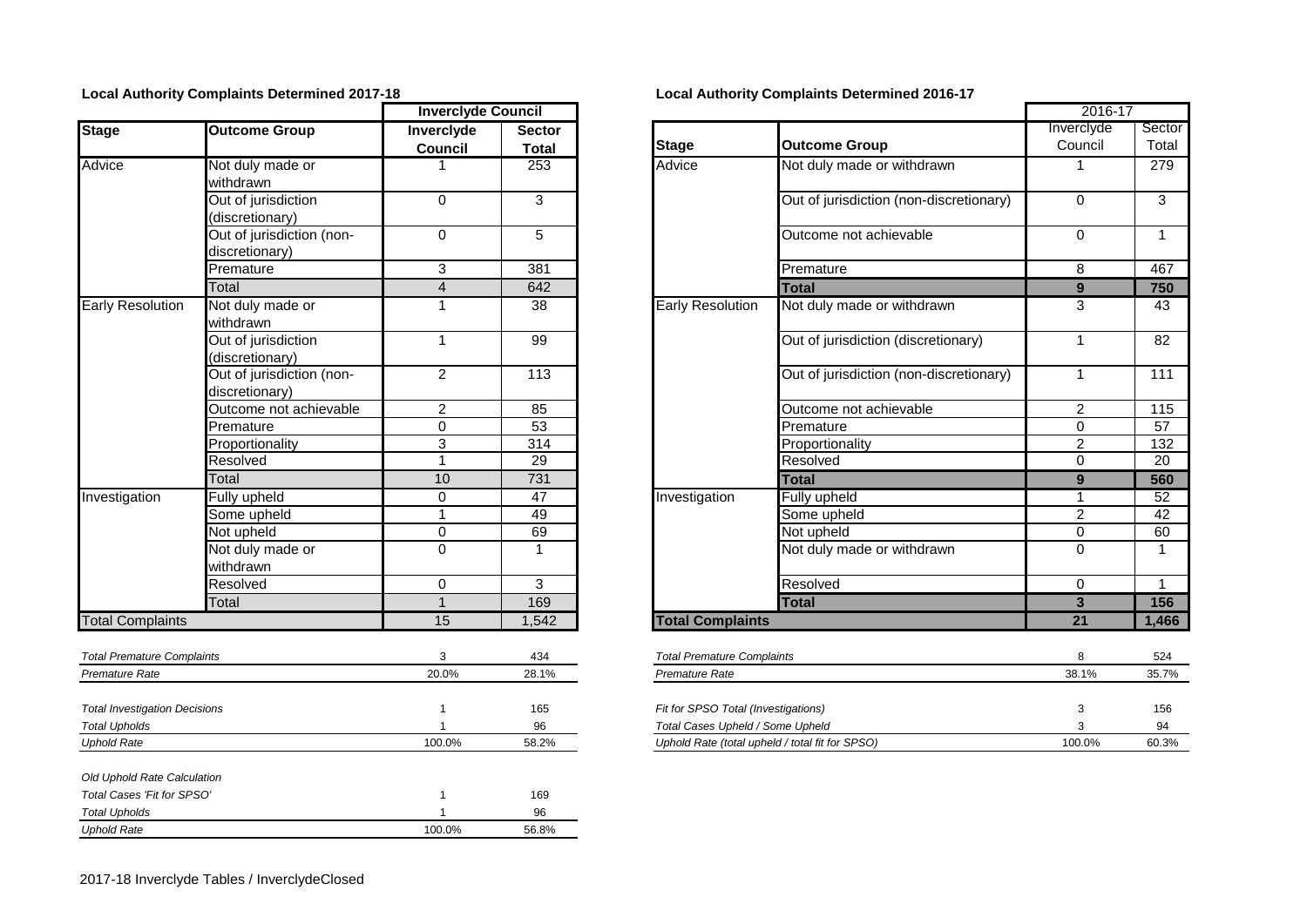**Local Authority Complaints Determined 2017-18**

| | | Inverclyde Council | |
|---|---|---|---|
| **Stage** | **Outcome Group** | **Inverclyde Council** | **Sector Total** |
| Advice | Not duly made or withdrawn | 1 | 253 |
| | Out of jurisdiction (discretionary) | 0 | 3 |
| | Out of jurisdiction (non-discretionary) | 0 | 5 |
| | Premature | 3 | 381 |
| | Total | 4 | 642 |
| Early Resolution | Not duly made or withdrawn | 1 | 38 |
| | Out of jurisdiction (discretionary) | 1 | 99 |
| | Out of jurisdiction (non-discretionary) | 2 | 113 |
| | Outcome not achievable | 2 | 85 |
| | Premature | 0 | 53 |
| | Proportionality | 3 | 314 |
| | Resolved | 1 | 29 |
| | Total | 10 | 731 |
| Investigation | Fully upheld | 0 | 47 |
| | Some upheld | 1 | 49 |
| | Not upheld | 0 | 69 |
| | Not duly made or withdrawn | 0 | 1 |
| | Resolved | 0 | 3 |
| | Total | 1 | 169 |
| Total Complaints | | 15 | 1,542 |

| | | |
|---|---|---|
| *Total Premature Complaints* | 3 | 434 |
| *Premature Rate* | 20.0% | 28.1% |
| *Total Investigation Decisions* | 1 | 165 |
| *Total Upholds* | 1 | 96 |
| *Uphold Rate* | 100.0% | 58.2% |
| *Old Uphold Rate Calculation* | | |
| *Total Cases 'Fit for SPSO'* | 1 | 169 |
| *Total Upholds* | 1 | 96 |
| *Uphold Rate* | 100.0% | 56.8% |

**Local Authority Complaints Determined 2016-17**

| | | 2016-17 | |
|---|---|---|---|
| **Stage** | **Outcome Group** | Inverclyde Council | Sector Total |
| Advice | Not duly made or withdrawn | 1 | 279 |
| | Out of jurisdiction (non-discretionary) | 0 | 3 |
| | Outcome not achievable | 0 | 1 |
| | Premature | 8 | 467 |
| | **Total** | **9** | **750** |
| Early Resolution | Not duly made or withdrawn | 3 | 43 |
| | Out of jurisdiction (discretionary) | 1 | 82 |
| | Out of jurisdiction (non-discretionary) | 1 | 111 |
| | Outcome not achievable | 2 | 115 |
| | Premature | 0 | 57 |
| | Proportionality | 2 | 132 |
| | Resolved | 0 | 20 |
| | **Total** | **9** | **560** |
| Investigation | Fully upheld | 1 | 52 |
| | Some upheld | 2 | 42 |
| | Not upheld | 0 | 60 |
| | Not duly made or withdrawn | 0 | 1 |
| | Resolved | 0 | 1 |
| | **Total** | **3** | **156** |
| **Total Complaints** | | **21** | **1,466** |

| | | |
|---|---|---|
| *Total Premature Complaints* | 8 | 524 |
| *Premature Rate* | 38.1% | 35.7% |
| *Fit for SPSO Total (Investigations)* | 3 | 156 |
| *Total Cases Upheld / Some Upheld* | 3 | 94 |
| *Uphold Rate (total upheld / total fit for SPSO)* | 100.0% | 60.3% |

2017-18 Inverclyde Tables / InverclydeClosed